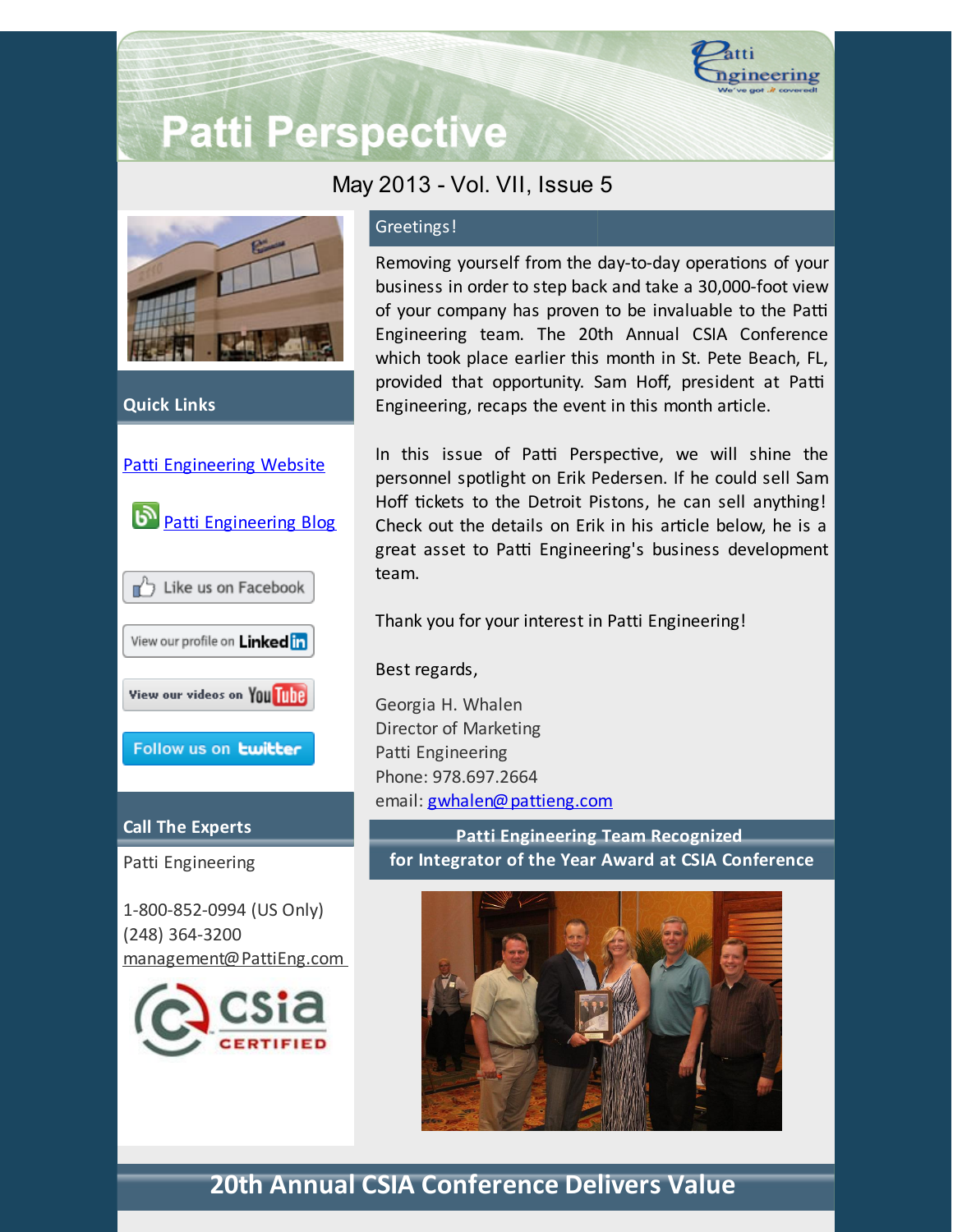# Patti Perspective

May 2013 - Vol. VII, Issue 5

## Greetings!

Removing yourself from the day-to-day operations of your business in order to step back and take a 30,000-foot view of your company has proven to be invaluable to the Patti Engineering team. The 20th Annual CSIA Conference which took place earlier this month in St. Pete Beach, FL, provided that opportunity. Sam Hoff, president at Patti Engineering, recaps the event in this month article.

In this issue of Patti Perspective, we will shine the personnel spotlight on Erik Pedersen. If he could sell Sam Hoff tickets to the Detroit Pistons, he can sell anything! Check out the details on Erik in his article below, he is a great asset to Patti Engineering's business development team.

Thank you for your interest in Patti Engineering!

Best regards,

Georgia H. Whalen
Director of Marketing
Patti Engineering
Phone: 978.697.2664
email: gwhalen@pattieng.com

## Quick Links

Patti Engineering Website

Patti Engineering Blog

Like us on Facebook

View our profile on LinkedIn

View our videos on YouTube

Follow us on twitter

## Call The Experts

Patti Engineering

1-800-852-0994 (US Only)
(248) 364-3200
management@PattiEng.com

## Patti Engineering Team Recognized for Integrator of the Year Award at CSIA Conference

## 20th Annual CSIA Conference Delivers Value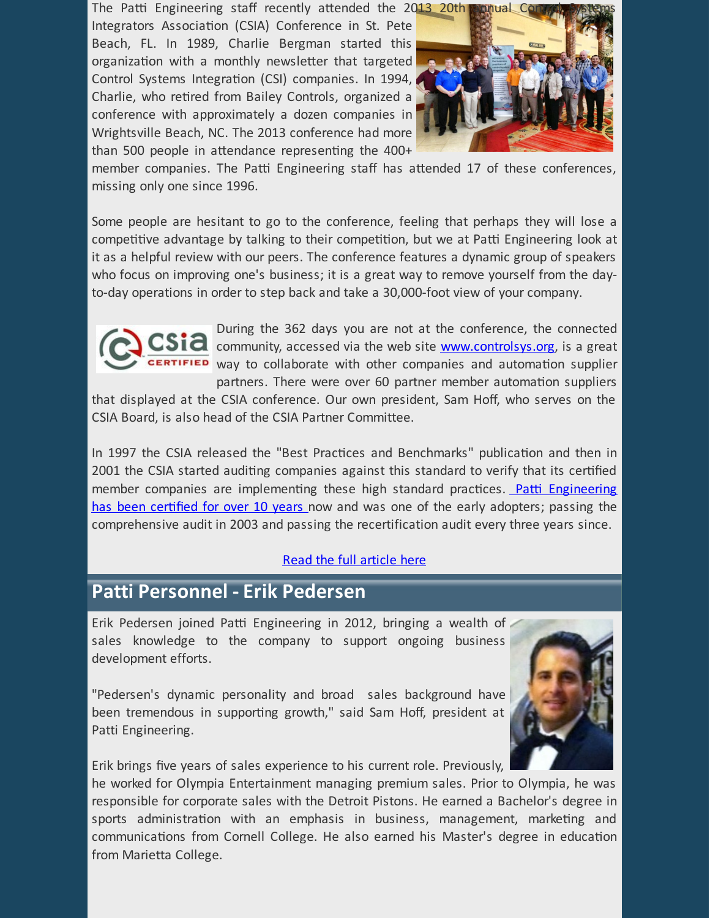The Patti Engineering staff recently attended the 2013 20th Annual Control Systems Integrators Association (CSIA) Conference in St. Pete Beach, FL. In 1989, Charlie Bergman started this organization with a monthly newsletter that targeted Control Systems Integration (CSI) companies. In 1994, Charlie, who retired from Bailey Controls, organized a conference with approximately a dozen companies in Wrightsville Beach, NC. The 2013 conference had more than 500 people in attendance representing the 400+ member companies. The Patti Engineering staff has attended 17 of these conferences, missing only one since 1996.

Some people are hesitant to go to the conference, feeling that perhaps they will lose a competitive advantage by talking to their competition, but we at Patti Engineering look at it as a helpful review with our peers. The conference features a dynamic group of speakers who focus on improving one's business; it is a great way to remove yourself from the day-to-day operations in order to step back and take a 30,000-foot view of your company.

During the 362 days you are not at the conference, the connected community, accessed via the web site [www.controlsys.org](www.controlsys.org), is a great way to collaborate with other companies and automation supplier partners. There were over 60 partner member automation suppliers that displayed at the CSIA conference. Our own president, Sam Hoff, who serves on the CSIA Board, is also head of the CSIA Partner Committee.

In 1997 the CSIA released the "Best Practices and Benchmarks" publication and then in 2001 the CSIA started auditing companies against this standard to verify that its certified member companies are implementing these high standard practices. Patti Engineering has been certified for over 10 years now and was one of the early adopters; passing the comprehensive audit in 2003 and passing the recertification audit every three years since.

Read the full article here

## Patti Personnel - Erik Pedersen

Erik Pedersen joined Patti Engineering in 2012, bringing a wealth of sales knowledge to the company to support ongoing business development efforts.

"Pedersen's dynamic personality and broad sales background have been tremendous in supporting growth," said Sam Hoff, president at Patti Engineering.

Erik brings five years of sales experience to his current role. Previously, he worked for Olympia Entertainment managing premium sales. Prior to Olympia, he was responsible for corporate sales with the Detroit Pistons. He earned a Bachelor's degree in sports administration with an emphasis in business, management, marketing and communications from Cornell College. He also earned his Master's degree in education from Marietta College.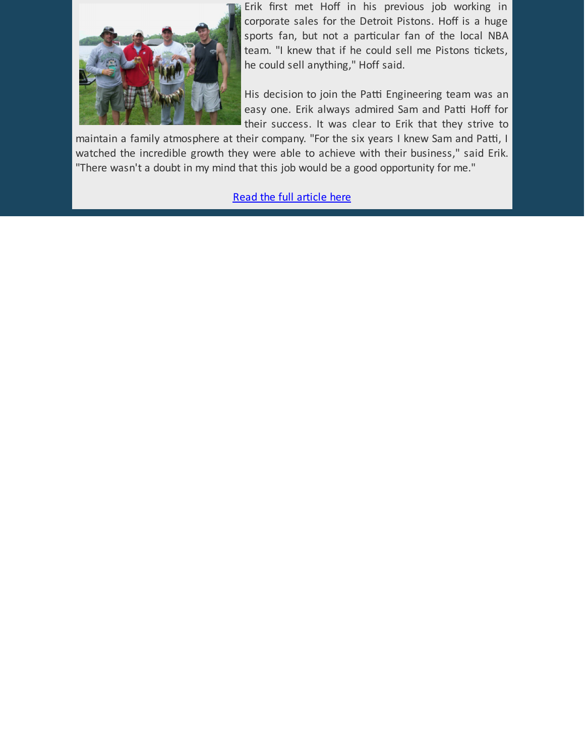Erik first met Hoff in his previous job working in corporate sales for the Detroit Pistons. Hoff is a huge sports fan, but not a particular fan of the local NBA team. "I knew that if he could sell me Pistons tickets, he could sell anything," Hoff said.

His decision to join the Patti Engineering team was an easy one. Erik always admired Sam and Patti Hoff for their success. It was clear to Erik that they strive to maintain a family atmosphere at their company. "For the six years I knew Sam and Patti, I watched the incredible growth they were able to achieve with their business," said Erik. "There wasn't a doubt in my mind that this job would be a good opportunity for me."

Read the full article here